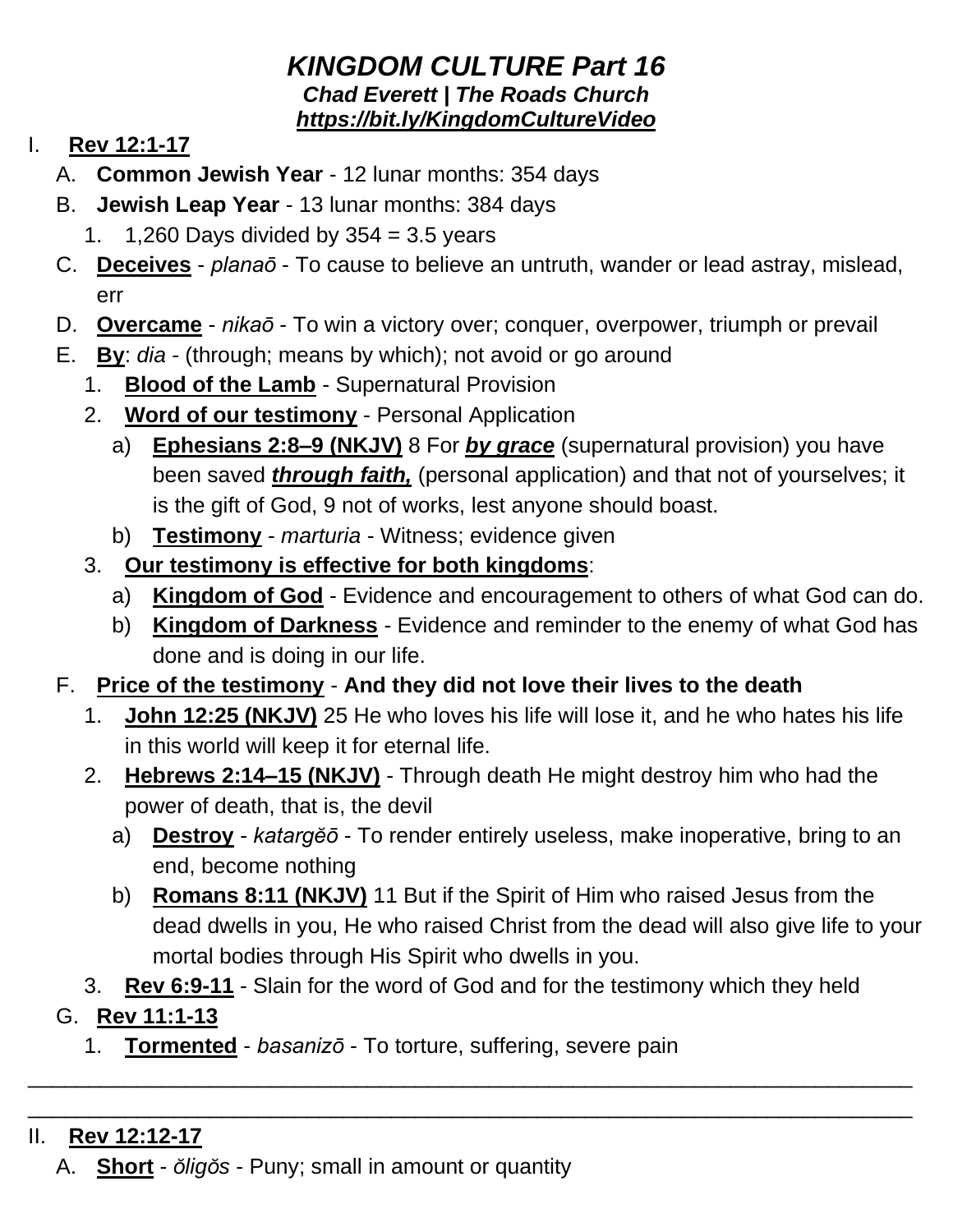# *KINGDOM CULTURE Part 16*

***Chad Everett | The Roads Church***

***https://bit.ly/KingdomCultureVideo***

I. **Rev 12:1-17**

   A. **Common Jewish Year** - 12 lunar months: 354 days

   B. **Jewish Leap Year** - 13 lunar months: 384 days

      1. 1,260 Days divided by 354 = 3.5 years

   C. **Deceives** - *planaō* - To cause to believe an untruth, wander or lead astray, mislead, err

   D. **Overcame** - *nikaō* - To win a victory over; conquer, overpower, triumph or prevail

   E. **By**: *dia* - (through; means by which); not avoid or go around

      1. **Blood of the Lamb** - Supernatural Provision

      2. **Word of our testimony** - Personal Application

         a) **Ephesians 2:8–9 (NKJV)** 8 For ***by grace*** (supernatural provision) you have been saved ***through faith,*** (personal application) and that not of yourselves; it is the gift of God, 9 not of works, lest anyone should boast.

         b) **Testimony** - *marturia* - Witness; evidence given

      3. **Our testimony is effective for both kingdoms**:

         a) **Kingdom of God** - Evidence and encouragement to others of what God can do.

         b) **Kingdom of Darkness** - Evidence and reminder to the enemy of what God has done and is doing in our life.

   F. **Price of the testimony** - **And they did not love their lives to the death**

      1. **John 12:25 (NKJV)** 25 He who loves his life will lose it, and he who hates his life in this world will keep it for eternal life.

      2. **Hebrews 2:14–15 (NKJV)** - Through death He might destroy him who had the power of death, that is, the devil

         a) **Destroy** - *katargĕō* - To render entirely useless, make inoperative, bring to an end, become nothing

         b) **Romans 8:11 (NKJV)** 11 But if the Spirit of Him who raised Jesus from the dead dwells in you, He who raised Christ from the dead will also give life to your mortal bodies through His Spirit who dwells in you.

      3. **Rev 6:9-11** - Slain for the word of God and for the testimony which they held

   G. **Rev 11:1-13**

      1. **Tormented** - *basanizō* - To torture, suffering, severe pain

___________________________________________________________________________

___________________________________________________________________________

II. **Rev 12:12-17**

   A. **Short** - *ŏligŏs* - Puny; small in amount or quantity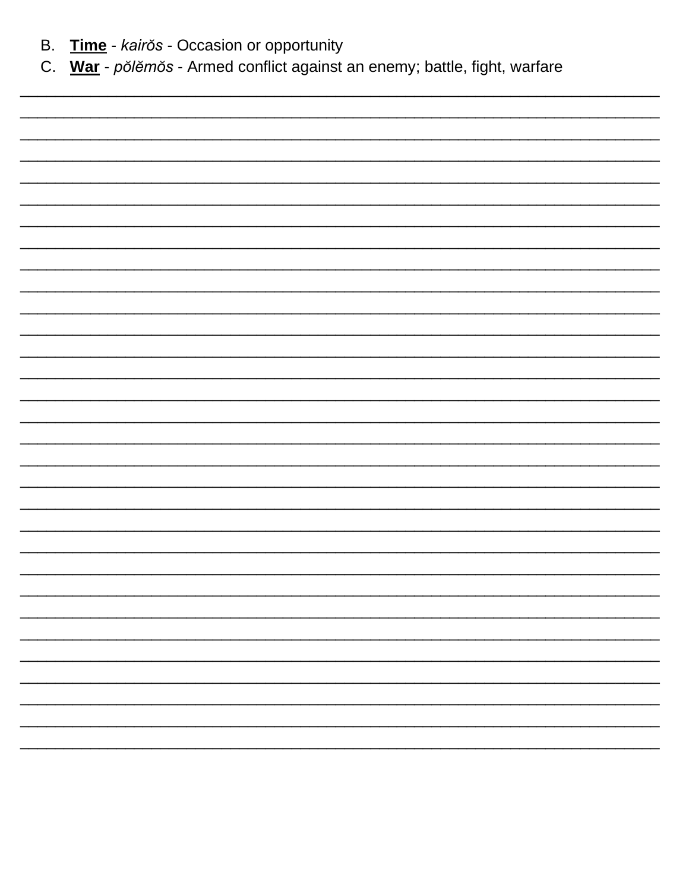B. **<u>Time</u>** - *kairŏs* - Occasion or opportunity

C. **<u>War</u>** - *pŏlĕmŏs* - Armed conflict against an enemy; battle, fight, warfare